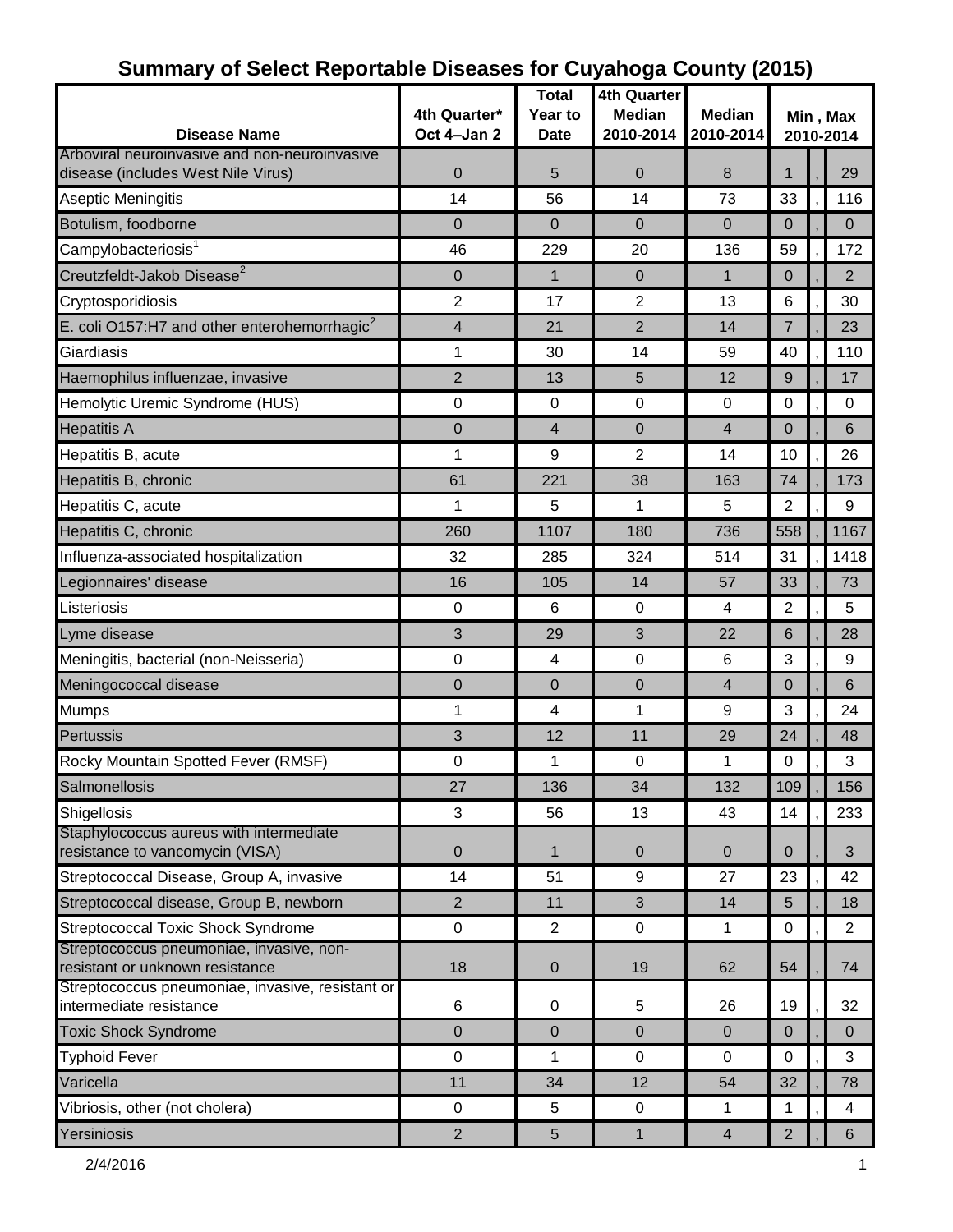# Summary of Select Reportable Diseases for Cuyahoga County (2015)

| Disease Name | 4th Quarter* Oct 4–Jan 2 | Total Year to Date | 4th Quarter Median 2010-2014 | Median 2010-2014 | Min , Max 2010-2014 |
|---|---|---|---|---|---|
| Arboviral neuroinvasive and non-neuroinvasive disease (includes West Nile Virus) | 0 | 5 | 0 | 8 | 1 , 29 |
| Aseptic Meningitis | 14 | 56 | 14 | 73 | 33 , 116 |
| Botulism, foodborne | 0 | 0 | 0 | 0 | 0 , 0 |
| Campylobacteriosis[1] | 46 | 229 | 20 | 136 | 59 , 172 |
| Creutzfeldt-Jakob Disease[2] | 0 | 1 | 0 | 1 | 0 , 2 |
| Cryptosporidiosis | 2 | 17 | 2 | 13 | 6 , 30 |
| E. coli O157:H7 and other enterohemorrhagic[2] | 4 | 21 | 2 | 14 | 7 , 23 |
| Giardiasis | 1 | 30 | 14 | 59 | 40 , 110 |
| Haemophilus influenzae, invasive | 2 | 13 | 5 | 12 | 9 , 17 |
| Hemolytic Uremic Syndrome (HUS) | 0 | 0 | 0 | 0 | 0 , 0 |
| Hepatitis A | 0 | 4 | 0 | 4 | 0 , 6 |
| Hepatitis B, acute | 1 | 9 | 2 | 14 | 10 , 26 |
| Hepatitis B, chronic | 61 | 221 | 38 | 163 | 74 , 173 |
| Hepatitis C, acute | 1 | 5 | 1 | 5 | 2 , 9 |
| Hepatitis C, chronic | 260 | 1107 | 180 | 736 | 558 , 1167 |
| Influenza-associated hospitalization | 32 | 285 | 324 | 514 | 31 , 1418 |
| Legionnaires' disease | 16 | 105 | 14 | 57 | 33 , 73 |
| Listeriosis | 0 | 6 | 0 | 4 | 2 , 5 |
| Lyme disease | 3 | 29 | 3 | 22 | 6 , 28 |
| Meningitis, bacterial (non-Neisseria) | 0 | 4 | 0 | 6 | 3 , 9 |
| Meningococcal disease | 0 | 0 | 0 | 4 | 0 , 6 |
| Mumps | 1 | 4 | 1 | 9 | 3 , 24 |
| Pertussis | 3 | 12 | 11 | 29 | 24 , 48 |
| Rocky Mountain Spotted Fever (RMSF) | 0 | 1 | 0 | 1 | 0 , 3 |
| Salmonellosis | 27 | 136 | 34 | 132 | 109 , 156 |
| Shigellosis | 3 | 56 | 13 | 43 | 14 , 233 |
| Staphylococcus aureus with intermediate resistance to vancomycin (VISA) | 0 | 1 | 0 | 0 | 0 , 3 |
| Streptococcal Disease, Group A, invasive | 14 | 51 | 9 | 27 | 23 , 42 |
| Streptococcal disease, Group B, newborn | 2 | 11 | 3 | 14 | 5 , 18 |
| Streptococcal Toxic Shock Syndrome | 0 | 2 | 0 | 1 | 0 , 2 |
| Streptococcus pneumoniae, invasive, non-resistant or unknown resistance | 18 | 0 | 19 | 62 | 54 , 74 |
| Streptococcus pneumoniae, invasive, resistant or intermediate resistance | 6 | 0 | 5 | 26 | 19 , 32 |
| Toxic Shock Syndrome | 0 | 0 | 0 | 0 | 0 , 0 |
| Typhoid Fever | 0 | 1 | 0 | 0 | 0 , 3 |
| Varicella | 11 | 34 | 12 | 54 | 32 , 78 |
| Vibriosis, other (not cholera) | 0 | 5 | 0 | 1 | 1 , 4 |
| Yersiniosis | 2 | 5 | 1 | 4 | 2 , 6 |

2/4/2016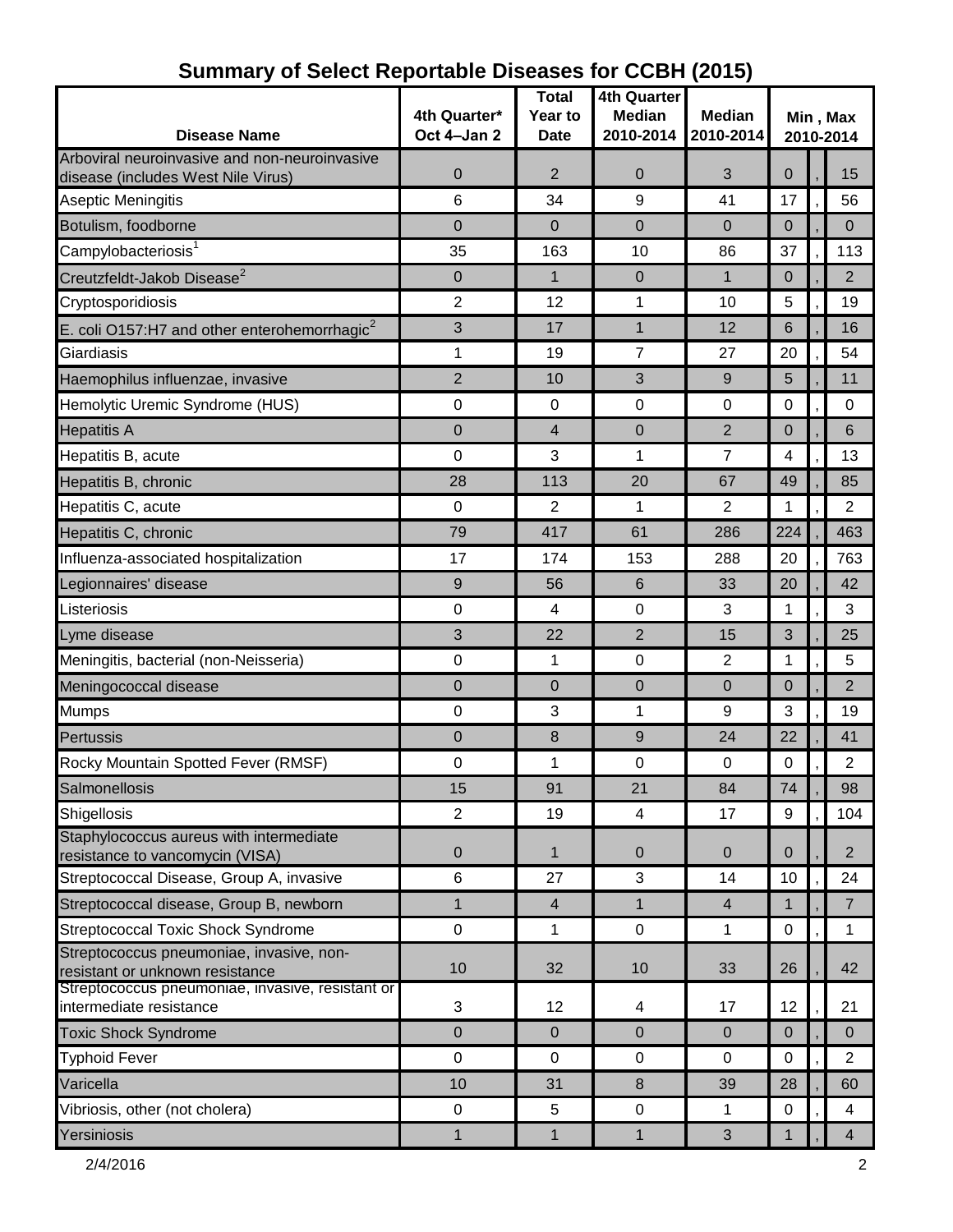# Summary of Select Reportable Diseases for CCBH (2015)

| Disease Name | 4th Quarter* Oct 4–Jan 2 | Total Year to Date | 4th Quarter Median 2010-2014 | Median 2010-2014 | Min , Max 2010-2014 | | |
|---|---|---|---|---|---|---|---|
| Arboviral neuroinvasive and non-neuroinvasive disease (includes West Nile Virus) | 0 | 2 | 0 | 3 | 0 | , | 15 |
| Aseptic Meningitis | 6 | 34 | 9 | 41 | 17 | , | 56 |
| Botulism, foodborne | 0 | 0 | 0 | 0 | 0 | , | 0 |
| Campylobacteriosis[1] | 35 | 163 | 10 | 86 | 37 | , | 113 |
| Creutzfeldt-Jakob Disease[2] | 0 | 1 | 0 | 1 | 0 | , | 2 |
| Cryptosporidiosis | 2 | 12 | 1 | 10 | 5 | , | 19 |
| E. coli O157:H7 and other enterohemorrhagic[2] | 3 | 17 | 1 | 12 | 6 | , | 16 |
| Giardiasis | 1 | 19 | 7 | 27 | 20 | , | 54 |
| Haemophilus influenzae, invasive | 2 | 10 | 3 | 9 | 5 | , | 11 |
| Hemolytic Uremic Syndrome (HUS) | 0 | 0 | 0 | 0 | 0 | , | 0 |
| Hepatitis A | 0 | 4 | 0 | 2 | 0 | , | 6 |
| Hepatitis B, acute | 0 | 3 | 1 | 7 | 4 | , | 13 |
| Hepatitis B, chronic | 28 | 113 | 20 | 67 | 49 | , | 85 |
| Hepatitis C, acute | 0 | 2 | 1 | 2 | 1 | , | 2 |
| Hepatitis C, chronic | 79 | 417 | 61 | 286 | 224 | , | 463 |
| Influenza-associated hospitalization | 17 | 174 | 153 | 288 | 20 | , | 763 |
| Legionnaires' disease | 9 | 56 | 6 | 33 | 20 | , | 42 |
| Listeriosis | 0 | 4 | 0 | 3 | 1 | , | 3 |
| Lyme disease | 3 | 22 | 2 | 15 | 3 | , | 25 |
| Meningitis, bacterial (non-Neisseria) | 0 | 1 | 0 | 2 | 1 | , | 5 |
| Meningococcal disease | 0 | 0 | 0 | 0 | 0 | , | 2 |
| Mumps | 0 | 3 | 1 | 9 | 3 | , | 19 |
| Pertussis | 0 | 8 | 9 | 24 | 22 | , | 41 |
| Rocky Mountain Spotted Fever (RMSF) | 0 | 1 | 0 | 0 | 0 | , | 2 |
| Salmonellosis | 15 | 91 | 21 | 84 | 74 | , | 98 |
| Shigellosis | 2 | 19 | 4 | 17 | 9 | , | 104 |
| Staphylococcus aureus with intermediate resistance to vancomycin (VISA) | 0 | 1 | 0 | 0 | 0 | , | 2 |
| Streptococcal Disease, Group A, invasive | 6 | 27 | 3 | 14 | 10 | , | 24 |
| Streptococcal disease, Group B, newborn | 1 | 4 | 1 | 4 | 1 | , | 7 |
| Streptococcal Toxic Shock Syndrome | 0 | 1 | 0 | 1 | 0 | , | 1 |
| Streptococcus pneumoniae, invasive, non-resistant or unknown resistance | 10 | 32 | 10 | 33 | 26 | , | 42 |
| Streptococcus pneumoniae, invasive, resistant or intermediate resistance | 3 | 12 | 4 | 17 | 12 | , | 21 |
| Toxic Shock Syndrome | 0 | 0 | 0 | 0 | 0 | , | 0 |
| Typhoid Fever | 0 | 0 | 0 | 0 | 0 | , | 2 |
| Varicella | 10 | 31 | 8 | 39 | 28 | , | 60 |
| Vibriosis, other (not cholera) | 0 | 5 | 0 | 1 | 0 | , | 4 |
| Yersiniosis | 1 | 1 | 1 | 3 | 1 | , | 4 |

2/4/2016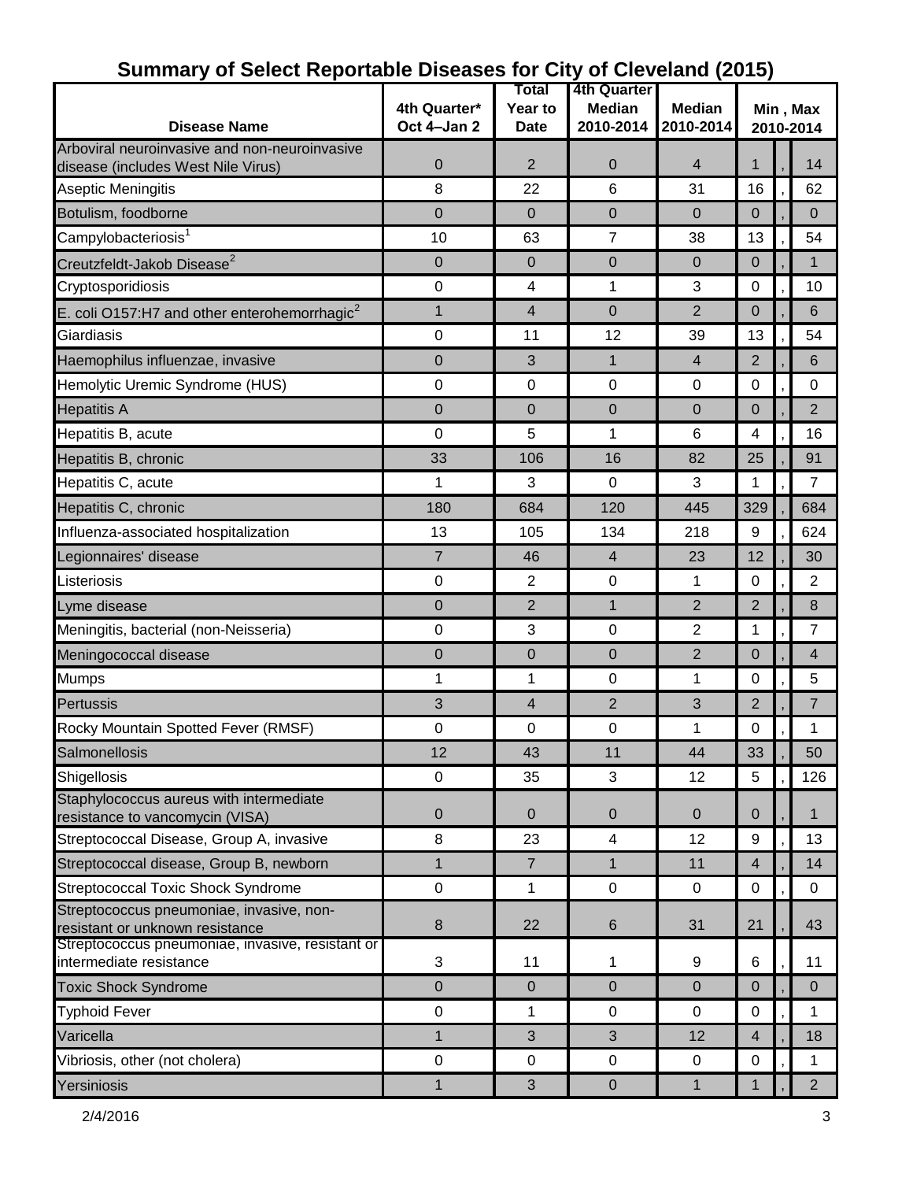## Summary of Select Reportable Diseases for City of Cleveland (2015)

| Disease Name | 4th Quarter* Oct 4–Jan 2 | Total Year to Date | 4th Quarter Median 2010-2014 | Median 2010-2014 | Min , Max 2010-2014 |
|---|---|---|---|---|---|
| Arboviral neuroinvasive and non-neuroinvasive disease (includes West Nile Virus) | 0 | 2 | 0 | 4 | 1 , 14 |
| Aseptic Meningitis | 8 | 22 | 6 | 31 | 16 , 62 |
| Botulism, foodborne | 0 | 0 | 0 | 0 | 0 , 0 |
| Campylobacteriosis[1] | 10 | 63 | 7 | 38 | 13 , 54 |
| Creutzfeldt-Jakob Disease[2] | 0 | 0 | 0 | 0 | 0 , 1 |
| Cryptosporidiosis | 0 | 4 | 1 | 3 | 0 , 10 |
| E. coli O157:H7 and other enterohemorrhagic[2] | 1 | 4 | 0 | 2 | 0 , 6 |
| Giardiasis | 0 | 11 | 12 | 39 | 13 , 54 |
| Haemophilus influenzae, invasive | 0 | 3 | 1 | 4 | 2 , 6 |
| Hemolytic Uremic Syndrome (HUS) | 0 | 0 | 0 | 0 | 0 , 0 |
| Hepatitis A | 0 | 0 | 0 | 0 | 0 , 2 |
| Hepatitis B, acute | 0 | 5 | 1 | 6 | 4 , 16 |
| Hepatitis B, chronic | 33 | 106 | 16 | 82 | 25 , 91 |
| Hepatitis C, acute | 1 | 3 | 0 | 3 | 1 , 7 |
| Hepatitis C, chronic | 180 | 684 | 120 | 445 | 329 , 684 |
| Influenza-associated hospitalization | 13 | 105 | 134 | 218 | 9 , 624 |
| Legionnaires' disease | 7 | 46 | 4 | 23 | 12 , 30 |
| Listeriosis | 0 | 2 | 0 | 1 | 0 , 2 |
| Lyme disease | 0 | 2 | 1 | 2 | 2 , 8 |
| Meningitis, bacterial (non-Neisseria) | 0 | 3 | 0 | 2 | 1 , 7 |
| Meningococcal disease | 0 | 0 | 0 | 2 | 0 , 4 |
| Mumps | 1 | 1 | 0 | 1 | 0 , 5 |
| Pertussis | 3 | 4 | 2 | 3 | 2 , 7 |
| Rocky Mountain Spotted Fever (RMSF) | 0 | 0 | 0 | 1 | 0 , 1 |
| Salmonellosis | 12 | 43 | 11 | 44 | 33 , 50 |
| Shigellosis | 0 | 35 | 3 | 12 | 5 , 126 |
| Staphylococcus aureus with intermediate resistance to vancomycin (VISA) | 0 | 0 | 0 | 0 | 0 , 1 |
| Streptococcal Disease, Group A, invasive | 8 | 23 | 4 | 12 | 9 , 13 |
| Streptococcal disease, Group B, newborn | 1 | 7 | 1 | 11 | 4 , 14 |
| Streptococcal Toxic Shock Syndrome | 0 | 1 | 0 | 0 | 0 , 0 |
| Streptococcus pneumoniae, invasive, non-resistant or unknown resistance | 8 | 22 | 6 | 31 | 21 , 43 |
| Streptococcus pneumoniae, invasive, resistant or intermediate resistance | 3 | 11 | 1 | 9 | 6 , 11 |
| Toxic Shock Syndrome | 0 | 0 | 0 | 0 | 0 , 0 |
| Typhoid Fever | 0 | 1 | 0 | 0 | 0 , 1 |
| Varicella | 1 | 3 | 3 | 12 | 4 , 18 |
| Vibriosis, other (not cholera) | 0 | 0 | 0 | 0 | 0 , 1 |
| Yersiniosis | 1 | 3 | 0 | 1 | 1 , 2 |

2/4/2016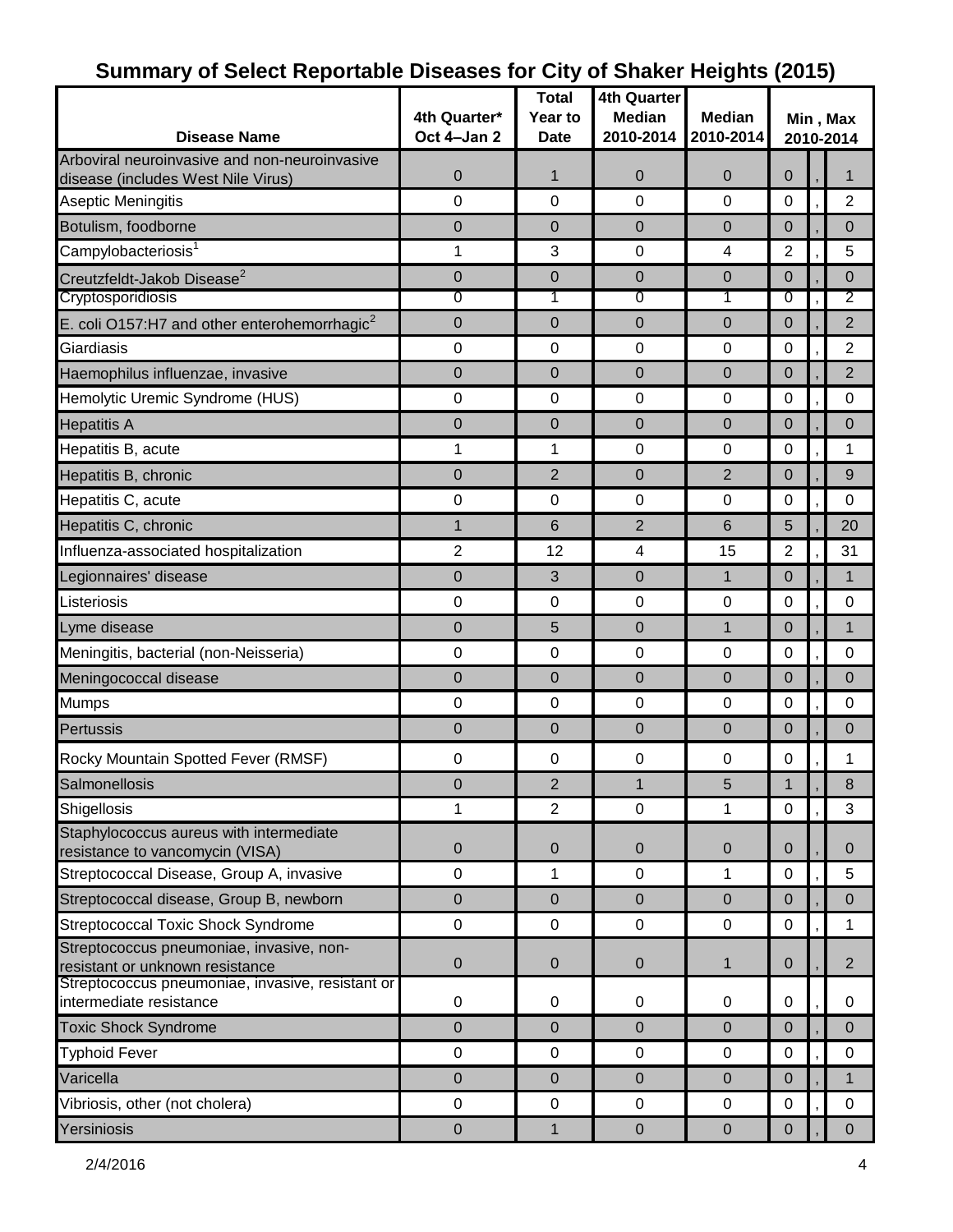# Summary of Select Reportable Diseases for City of Shaker Heights (2015)

| Disease Name | 4th Quarter* Oct 4–Jan 2 | Total Year to Date | 4th Quarter Median 2010-2014 | Median 2010-2014 | Min , Max 2010-2014 |
|---|---|---|---|---|---|
| Arboviral neuroinvasive and non-neuroinvasive disease (includes West Nile Virus) | 0 | 1 | 0 | 0 | 0 , 1 |
| Aseptic Meningitis | 0 | 0 | 0 | 0 | 0 , 2 |
| Botulism, foodborne | 0 | 0 | 0 | 0 | 0 , 0 |
| Campylobacteriosis[1] | 1 | 3 | 0 | 4 | 2 , 5 |
| Creutzfeldt-Jakob Disease[2] | 0 | 0 | 0 | 0 | 0 , 0 |
| Cryptosporidiosis | 0 | 1 | 0 | 1 | 0 , 2 |
| E. coli O157:H7 and other enterohemorrhagic[2] | 0 | 0 | 0 | 0 | 0 , 2 |
| Giardiasis | 0 | 0 | 0 | 0 | 0 , 2 |
| Haemophilus influenzae, invasive | 0 | 0 | 0 | 0 | 0 , 2 |
| Hemolytic Uremic Syndrome (HUS) | 0 | 0 | 0 | 0 | 0 , 0 |
| Hepatitis A | 0 | 0 | 0 | 0 | 0 , 0 |
| Hepatitis B, acute | 1 | 1 | 0 | 0 | 0 , 1 |
| Hepatitis B, chronic | 0 | 2 | 0 | 2 | 0 , 9 |
| Hepatitis C, acute | 0 | 0 | 0 | 0 | 0 , 0 |
| Hepatitis C, chronic | 1 | 6 | 2 | 6 | 5 , 20 |
| Influenza-associated hospitalization | 2 | 12 | 4 | 15 | 2 , 31 |
| Legionnaires' disease | 0 | 3 | 0 | 1 | 0 , 1 |
| Listeriosis | 0 | 0 | 0 | 0 | 0 , 0 |
| Lyme disease | 0 | 5 | 0 | 1 | 0 , 1 |
| Meningitis, bacterial (non-Neisseria) | 0 | 0 | 0 | 0 | 0 , 0 |
| Meningococcal disease | 0 | 0 | 0 | 0 | 0 , 0 |
| Mumps | 0 | 0 | 0 | 0 | 0 , 0 |
| Pertussis | 0 | 0 | 0 | 0 | 0 , 0 |
| Rocky Mountain Spotted Fever (RMSF) | 0 | 0 | 0 | 0 | 0 , 1 |
| Salmonellosis | 0 | 2 | 1 | 5 | 1 , 8 |
| Shigellosis | 1 | 2 | 0 | 1 | 0 , 3 |
| Staphylococcus aureus with intermediate resistance to vancomycin (VISA) | 0 | 0 | 0 | 0 | 0 , 0 |
| Streptococcal Disease, Group A, invasive | 0 | 1 | 0 | 1 | 0 , 5 |
| Streptococcal disease, Group B, newborn | 0 | 0 | 0 | 0 | 0 , 0 |
| Streptococcal Toxic Shock Syndrome | 0 | 0 | 0 | 0 | 0 , 1 |
| Streptococcus pneumoniae, invasive, non-resistant or unknown resistance | 0 | 0 | 0 | 1 | 0 , 2 |
| Streptococcus pneumoniae, invasive, resistant or intermediate resistance | 0 | 0 | 0 | 0 | 0 , 0 |
| Toxic Shock Syndrome | 0 | 0 | 0 | 0 | 0 , 0 |
| Typhoid Fever | 0 | 0 | 0 | 0 | 0 , 0 |
| Varicella | 0 | 0 | 0 | 0 | 0 , 1 |
| Vibriosis, other (not cholera) | 0 | 0 | 0 | 0 | 0 , 0 |
| Yersiniosis | 0 | 1 | 0 | 0 | 0 , 0 |

2/4/2016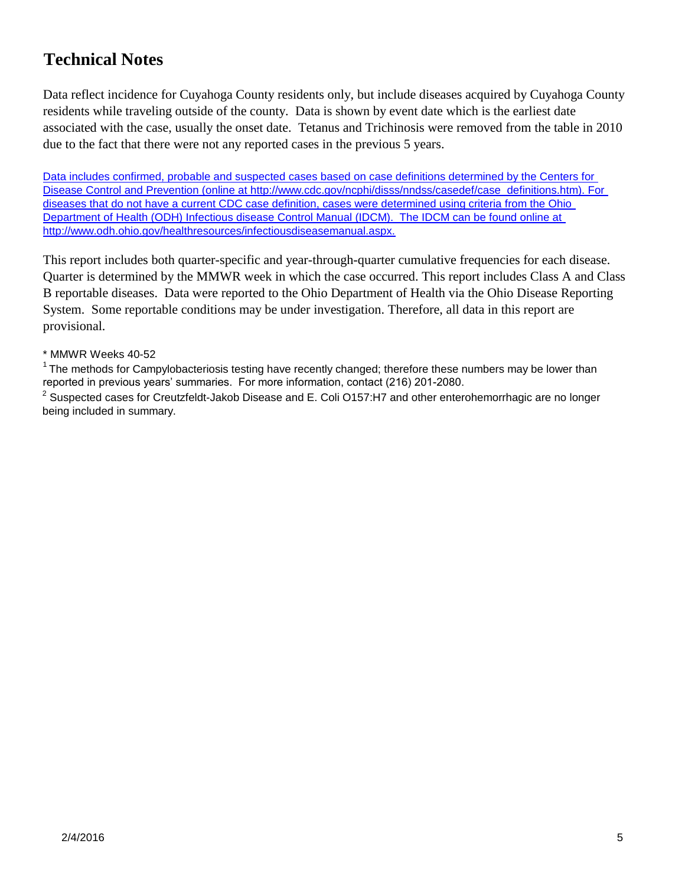## Technical Notes

Data reflect incidence for Cuyahoga County residents only, but include diseases acquired by Cuyahoga County residents while traveling outside of the county. Data is shown by event date which is the earliest date associated with the case, usually the onset date. Tetanus and Trichinosis were removed from the table in 2010 due to the fact that there were not any reported cases in the previous 5 years.

Data includes confirmed, probable and suspected cases based on case definitions determined by the Centers for Disease Control and Prevention (online at http://www.cdc.gov/ncphi/disss/nndss/casedef/case_definitions.htm). For diseases that do not have a current CDC case definition, cases were determined using criteria from the Ohio Department of Health (ODH) Infectious disease Control Manual (IDCM). The IDCM can be found online at http://www.odh.ohio.gov/healthresources/infectiousdiseasemanual.aspx.

This report includes both quarter-specific and year-through-quarter cumulative frequencies for each disease. Quarter is determined by the MMWR week in which the case occurred. This report includes Class A and Class B reportable diseases. Data were reported to the Ohio Department of Health via the Ohio Disease Reporting System. Some reportable conditions may be under investigation. Therefore, all data in this report are provisional.

* MMWR Weeks 40-52

[1] The methods for Campylobacteriosis testing have recently changed; therefore these numbers may be lower than reported in previous years' summaries. For more information, contact (216) 201-2080.

[2] Suspected cases for Creutzfeldt-Jakob Disease and E. Coli O157:H7 and other enterohemorrhagic are no longer being included in summary.

2/4/2016